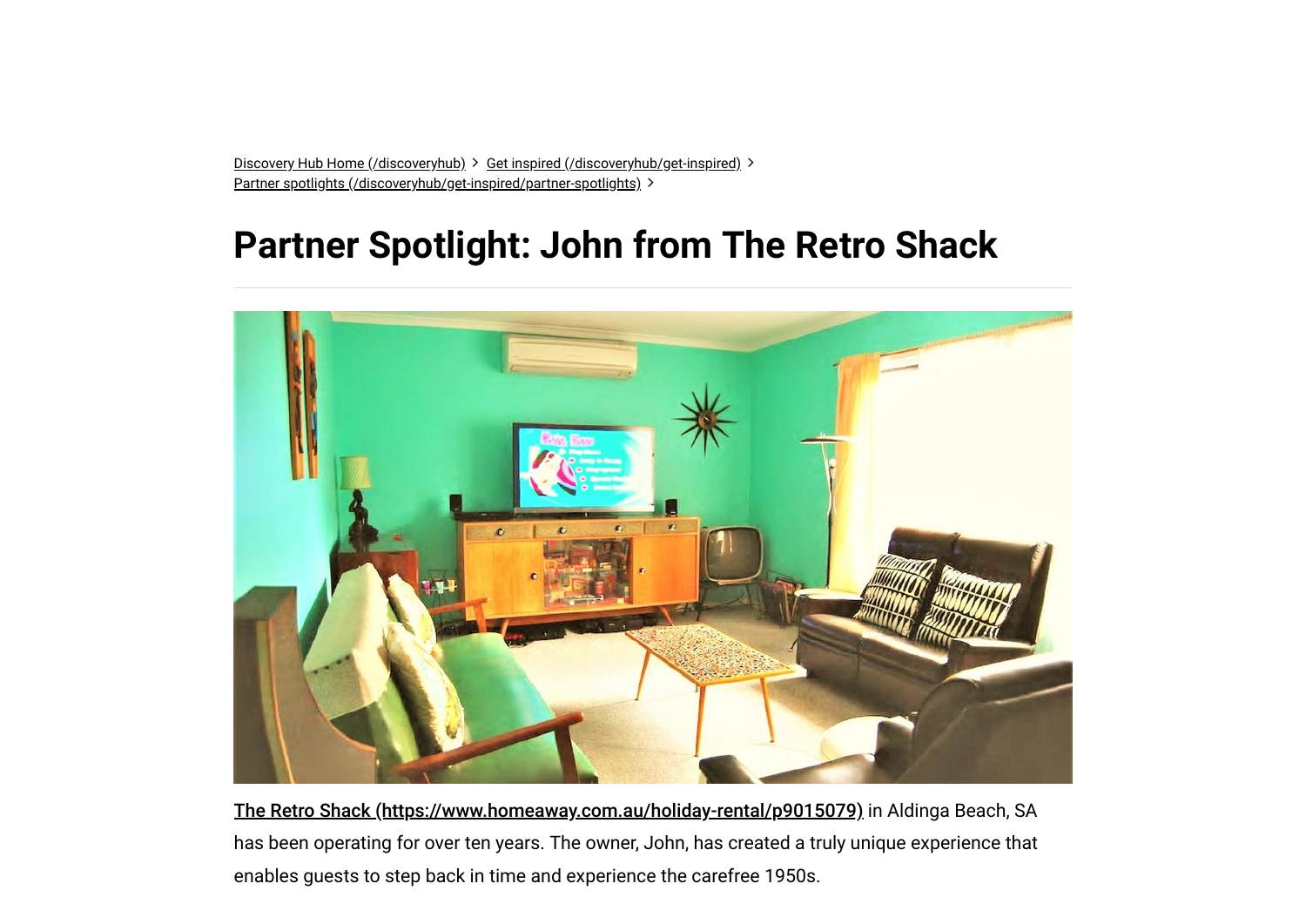Discovery Hub Home (/discoveryhub) > Get inspired (/discoveryhub/get-inspired) > Partner spotlights (/discoveryhub/get-inspired/partner-spotlights) >

# Partner Spotlight: John from The Retro Shack

**The Retro Shack (https://www.homeaway.com.au/holiday-rental/p9015079)** in Aldinga Beach, SA has been operating for over ten years. The owner, John, has created a truly unique experience that enables guests to step back in time and experience the carefree 1950s.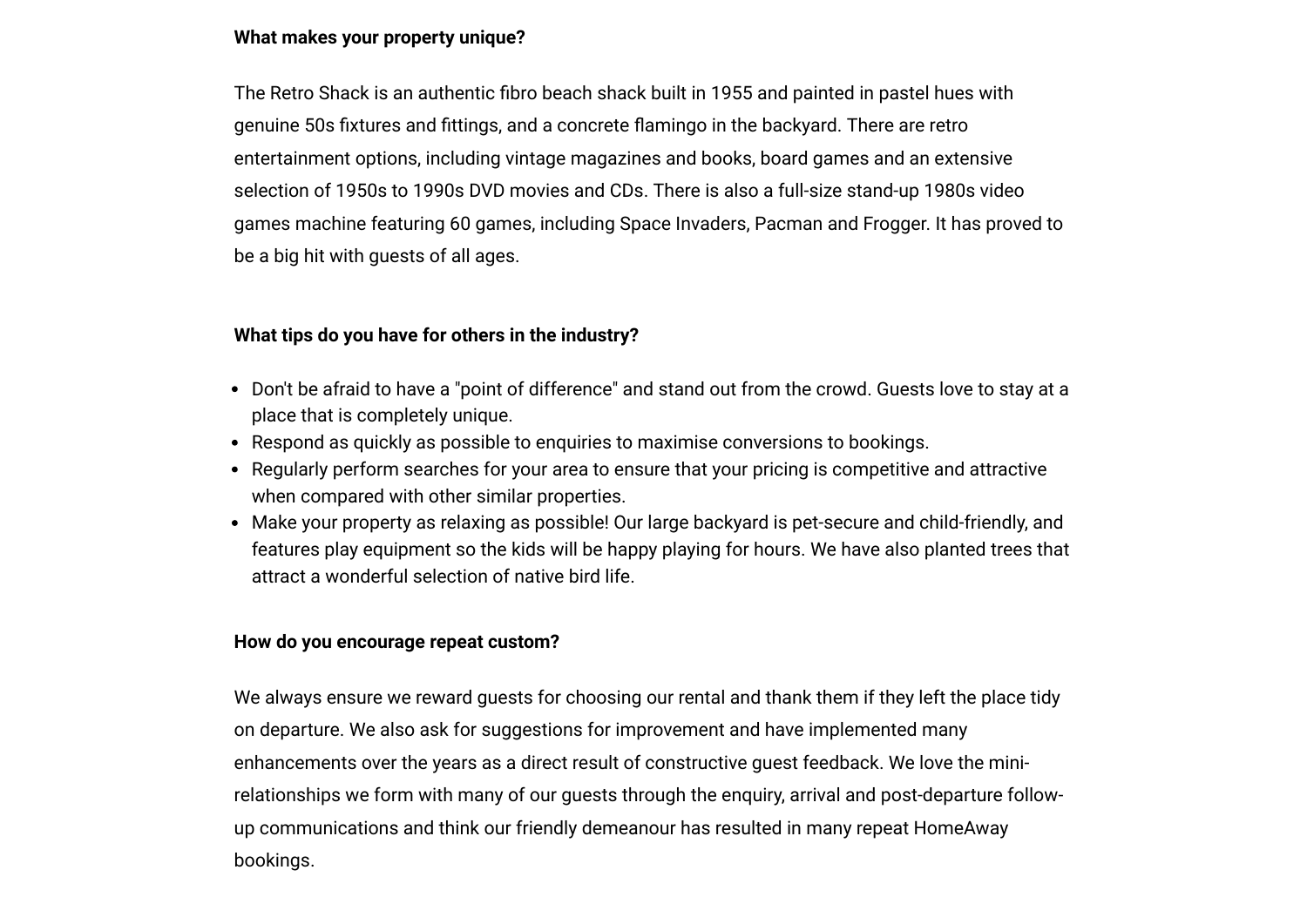**What makes your property unique?**

The Retro Shack is an authentic fibro beach shack built in 1955 and painted in pastel hues with genuine 50s fixtures and fittings, and a concrete flamingo in the backyard. There are retro entertainment options, including vintage magazines and books, board games and an extensive selection of 1950s to 1990s DVD movies and CDs. There is also a full-size stand-up 1980s video games machine featuring 60 games, including Space Invaders, Pacman and Frogger. It has proved to be a big hit with guests of all ages.

**What tips do you have for others in the industry?**

- Don't be afraid to have a "point of difference" and stand out from the crowd. Guests love to stay at a place that is completely unique.
- Respond as quickly as possible to enquiries to maximise conversions to bookings.
- Regularly perform searches for your area to ensure that your pricing is competitive and attractive when compared with other similar properties.
- Make your property as relaxing as possible! Our large backyard is pet-secure and child-friendly, and features play equipment so the kids will be happy playing for hours. We have also planted trees that attract a wonderful selection of native bird life.

**How do you encourage repeat custom?**

We always ensure we reward guests for choosing our rental and thank them if they left the place tidy on departure. We also ask for suggestions for improvement and have implemented many enhancements over the years as a direct result of constructive guest feedback. We love the mini-relationships we form with many of our guests through the enquiry, arrival and post-departure follow-up communications and think our friendly demeanour has resulted in many repeat HomeAway bookings.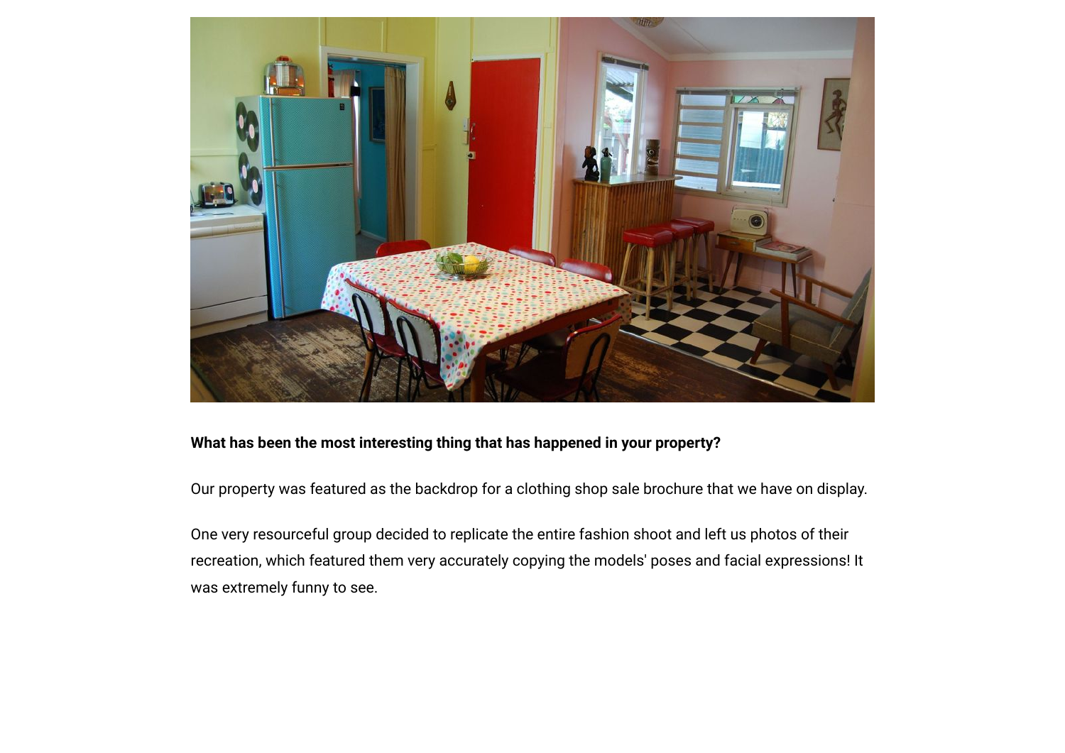**What has been the most interesting thing that has happened in your property?**

Our property was featured as the backdrop for a clothing shop sale brochure that we have on display.

One very resourceful group decided to replicate the entire fashion shoot and left us photos of their recreation, which featured them very accurately copying the models' poses and facial expressions! It was extremely funny to see.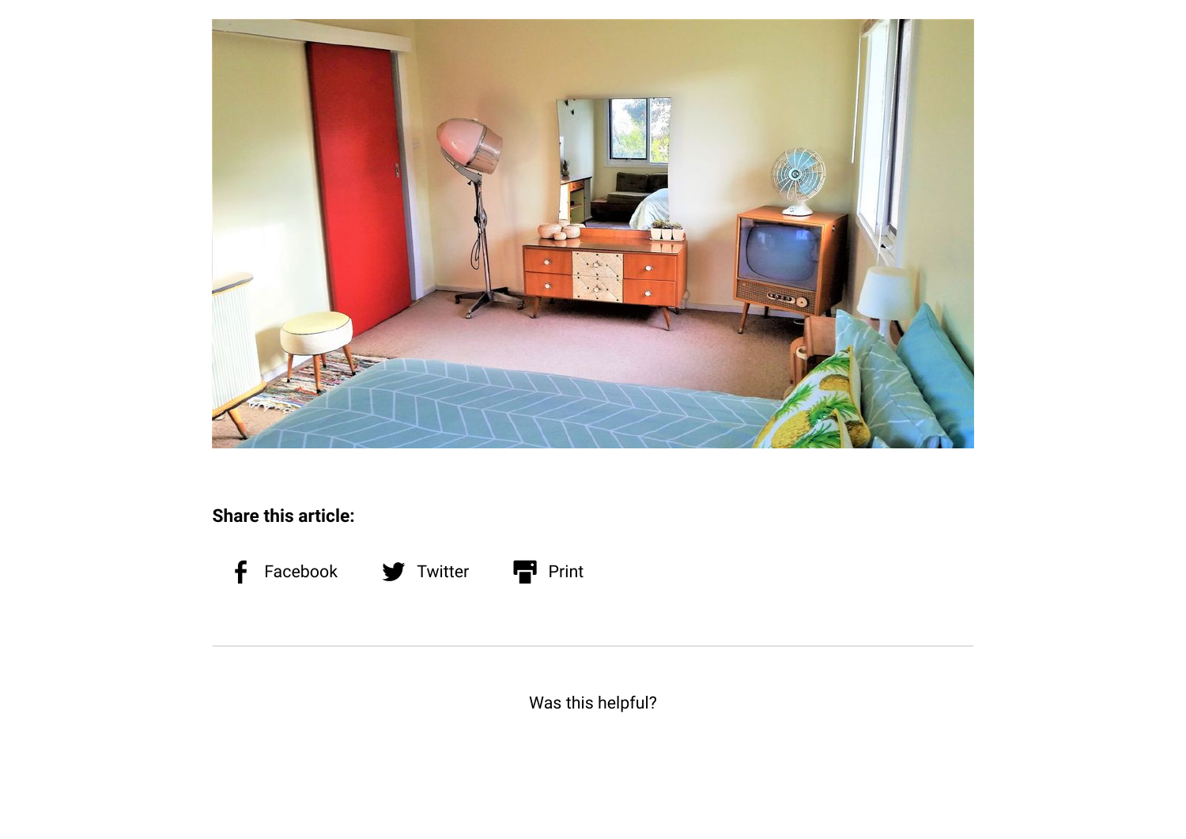**Share this article:**

Facebook Twitter Print

Was this helpful?